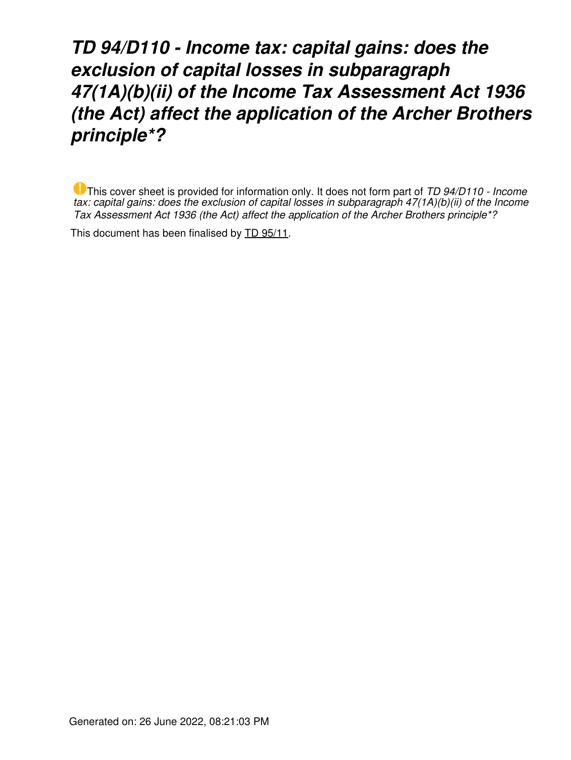# *TD 94/D110 - Income tax: capital gains: does the exclusion of capital losses in subparagraph 47(1A)(b)(ii) of the Income Tax Assessment Act 1936 (the Act) affect the application of the Archer Brothers principle*?*

This cover sheet is provided for information only. It does not form part of *TD 94/D110 - Income tax: capital gains: does the exclusion of capital losses in subparagraph 47(1A)(b)(ii) of the Income Tax Assessment Act 1936 (the Act) affect the application of the Archer Brothers principle*?*

This document has been finalised by TD 95/11.

Generated on: 26 June 2022, 08:21:03 PM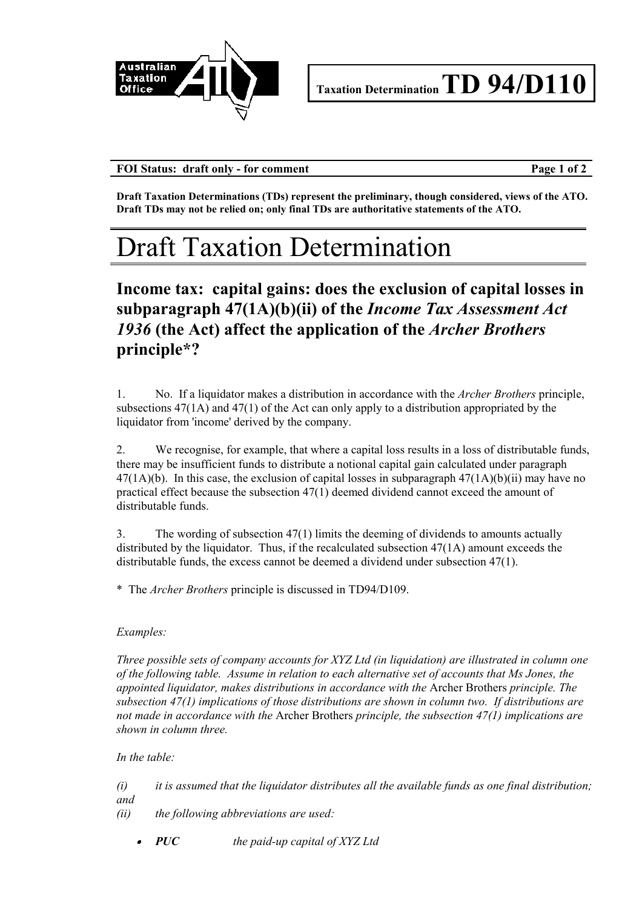**Taxation Determination TD 94/D110**

**FOI Status: draft only - for comment**

**Draft Taxation Determinations (TDs) represent the preliminary, though considered, views of the ATO. Draft TDs may not be relied on; only final TDs are authoritative statements of the ATO.**

# Draft Taxation Determination

## Income tax: capital gains: does the exclusion of capital losses in subparagraph 47(1A)(b)(ii) of the *Income Tax Assessment Act 1936* (the Act) affect the application of the *Archer Brothers* principle*?

1. No. If a liquidator makes a distribution in accordance with the *Archer Brothers* principle, subsections 47(1A) and 47(1) of the Act can only apply to a distribution appropriated by the liquidator from 'income' derived by the company.

2. We recognise, for example, that where a capital loss results in a loss of distributable funds, there may be insufficient funds to distribute a notional capital gain calculated under paragraph 47(1A)(b). In this case, the exclusion of capital losses in subparagraph 47(1A)(b)(ii) may have no practical effect because the subsection 47(1) deemed dividend cannot exceed the amount of distributable funds.

3. The wording of subsection 47(1) limits the deeming of dividends to amounts actually distributed by the liquidator. Thus, if the recalculated subsection 47(1A) amount exceeds the distributable funds, the excess cannot be deemed a dividend under subsection 47(1).

\* The *Archer Brothers* principle is discussed in TD94/D109.

*Examples:*

*Three possible sets of company accounts for XYZ Ltd (in liquidation) are illustrated in column one of the following table. Assume in relation to each alternative set of accounts that Ms Jones, the appointed liquidator, makes distributions in accordance with the* Archer Brothers *principle. The subsection 47(1) implications of those distributions are shown in column two. If distributions are not made in accordance with the* Archer Brothers *principle, the subsection 47(1) implications are shown in column three.*

*In the table:*

*(i) it is assumed that the liquidator distributes all the available funds as one final distribution; and*

*(ii) the following abbreviations are used:*

- ***PUC*** *the paid-up capital of XYZ Ltd*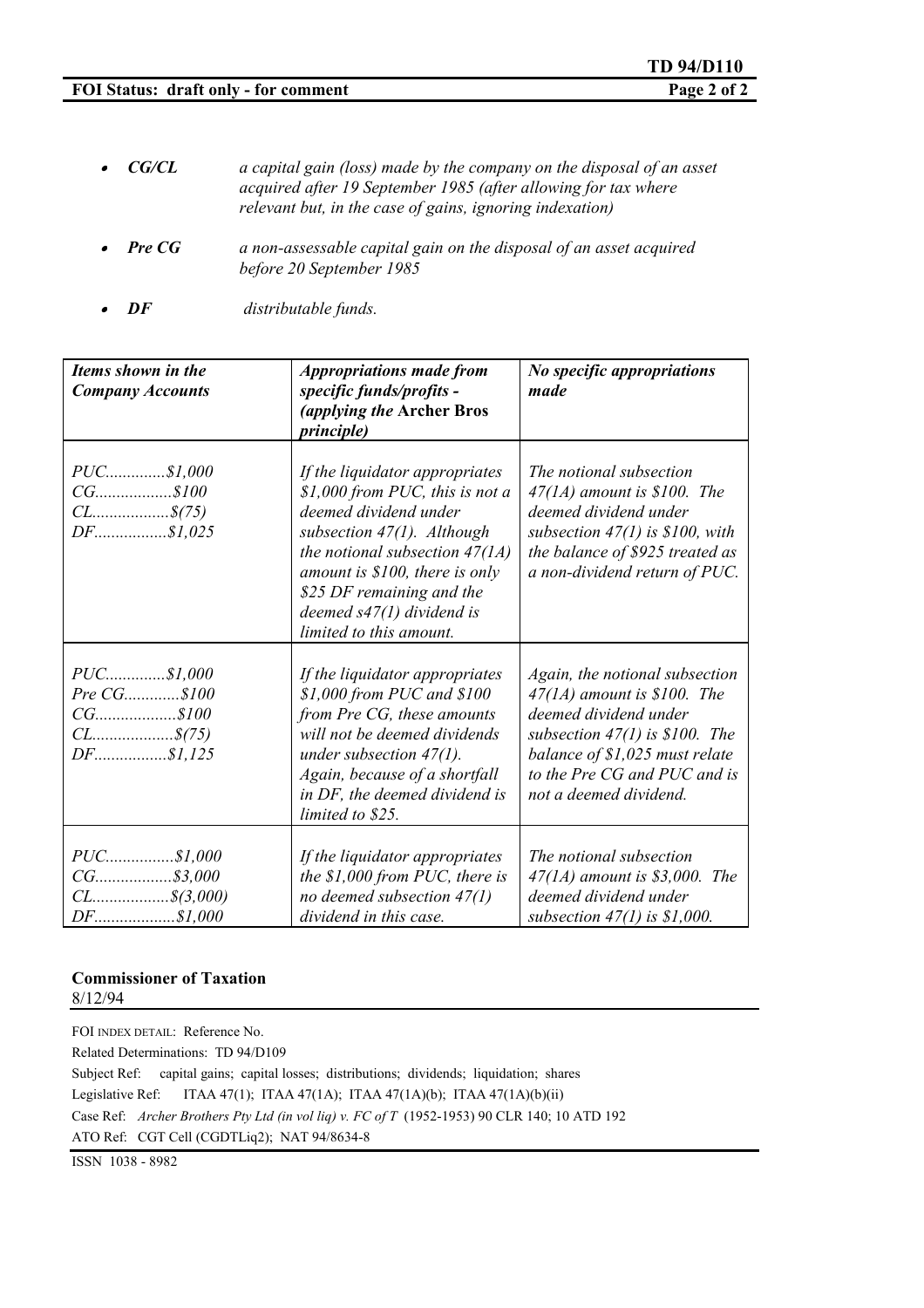- ***CG/CL*** *a capital gain (loss) made by the company on the disposal of an asset acquired after 19 September 1985 (after allowing for tax where relevant but, in the case of gains, ignoring indexation)*

- ***Pre CG*** *a non-assessable capital gain on the disposal of an asset acquired before 20 September 1985*

- ***DF*** *distributable funds.*

| ***Items shown in the Company Accounts*** | ***Appropriations made from specific funds/profits - (applying the* Archer Bros *principle)*** | ***No specific appropriations made*** |
|---|---|---|
| *PUC..............$1,000*<br>*CG..................$100*<br>*CL..................$(75)*<br>*DF.................$1,025* | *If the liquidator appropriates $1,000 from PUC, this is not a deemed dividend under subsection 47(1). Although the notional subsection 47(1A) amount is $100, there is only $25 DF remaining and the deemed s47(1) dividend is limited to this amount.* | *The notional subsection 47(1A) amount is $100. The deemed dividend under subsection 47(1) is $100, with the balance of $925 treated as a non-dividend return of PUC.* |
| *PUC..............$1,000*<br>*Pre CG.............$100*<br>*CG...................$100*<br>*CL...................$(75)*<br>*DF.................$1,125* | *If the liquidator appropriates $1,000 from PUC and $100 from Pre CG, these amounts will not be deemed dividends under subsection 47(1). Again, because of a shortfall in DF, the deemed dividend is limited to $25.* | *Again, the notional subsection 47(1A) amount is $100. The deemed dividend under subsection 47(1) is $100. The balance of $1,025 must relate to the Pre CG and PUC and is not a deemed dividend.* |
| *PUC................$1,000*<br>*CG..................$3,000*<br>*CL..................$(3,000)*<br>*DF...................$1,000* | *If the liquidator appropriates the $1,000 from PUC, there is no deemed subsection 47(1) dividend in this case.* | *The notional subsection 47(1A) amount is $3,000. The deemed dividend under subsection 47(1) is $1,000.* |

**Commissioner of Taxation**
8/12/94

FOI INDEX DETAIL: Reference No.
Related Determinations: TD 94/D109
Subject Ref: capital gains; capital losses; distributions; dividends; liquidation; shares
Legislative Ref: ITAA 47(1); ITAA 47(1A); ITAA 47(1A)(b); ITAA 47(1A)(b)(ii)
Case Ref: *Archer Brothers Pty Ltd (in vol liq) v. FC of T* (1952-1953) 90 CLR 140; 10 ATD 192
ATO Ref: CGT Cell (CGDTLiq2); NAT 94/8634-8

ISSN 1038 - 8982